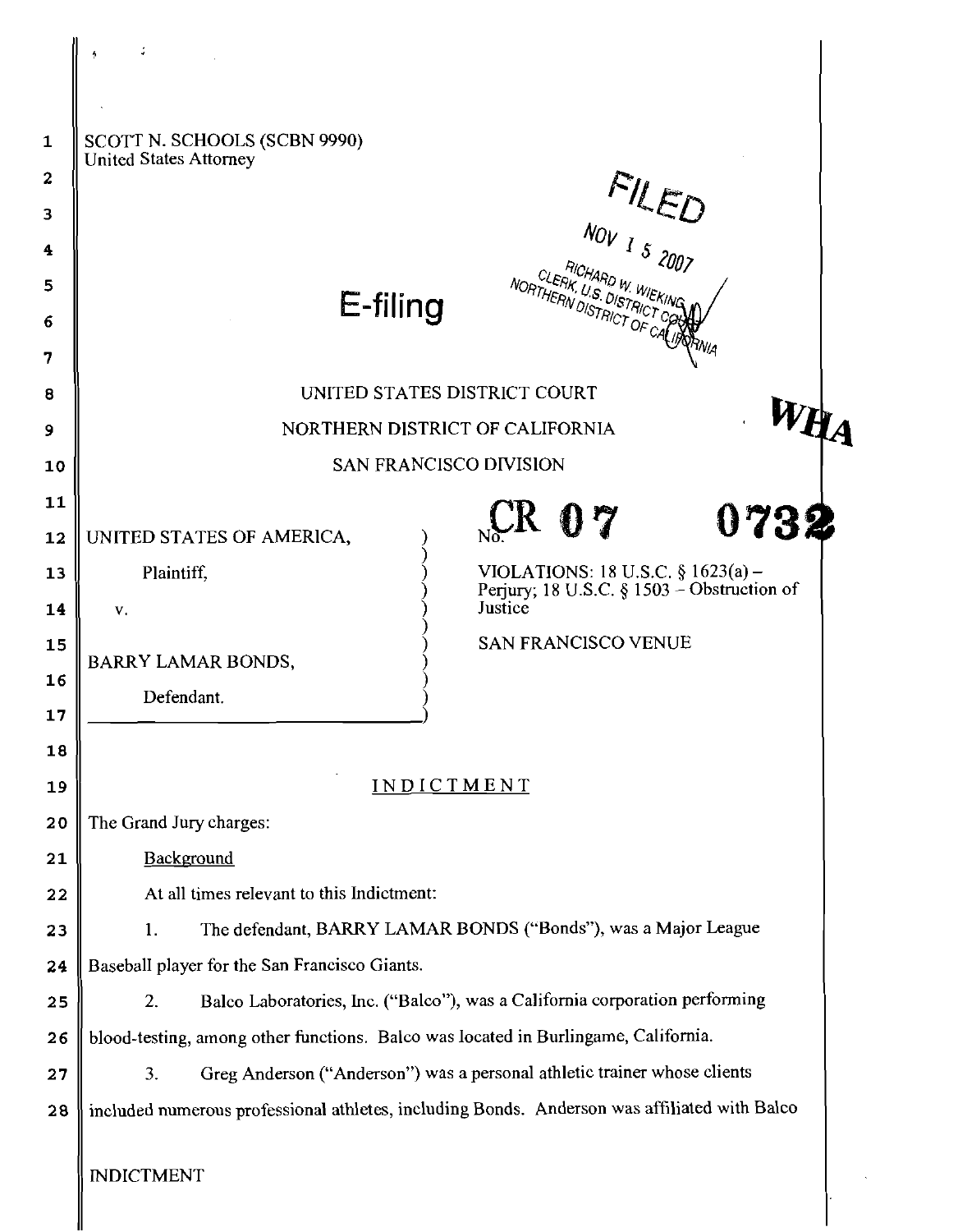SCOTT N. SCHOOLS (SCBN 9990)
United States Attorney

E-filing

FILED
NOV 15 2007
RICHARD W. WIEKING
CLERK, U.S. DISTRICT COURT
NORTHERN DISTRICT OF CALIFORNIA

UNITED STATES DISTRICT COURT

NORTHERN DISTRICT OF CALIFORNIA

SAN FRANCISCO DIVISION

WHA

| | |
|---|---|
| UNITED STATES OF AMERICA,<br><br>Plaintiff,<br><br>v.<br><br>BARRY LAMAR BONDS,<br><br>Defendant. | No. CR 07 0732<br><br>VIOLATIONS: 18 U.S.C. § 1623(a) – Perjury; 18 U.S.C. § 1503 – Obstruction of Justice<br><br>SAN FRANCISCO VENUE |

## INDICTMENT

The Grand Jury charges:

Background

At all times relevant to this Indictment:

1. The defendant, BARRY LAMAR BONDS ("Bonds"), was a Major League Baseball player for the San Francisco Giants.

2. Balco Laboratories, Inc. ("Balco"), was a California corporation performing blood-testing, among other functions. Balco was located in Burlingame, California.

3. Greg Anderson ("Anderson") was a personal athletic trainer whose clients included numerous professional athletes, including Bonds. Anderson was affiliated with Balco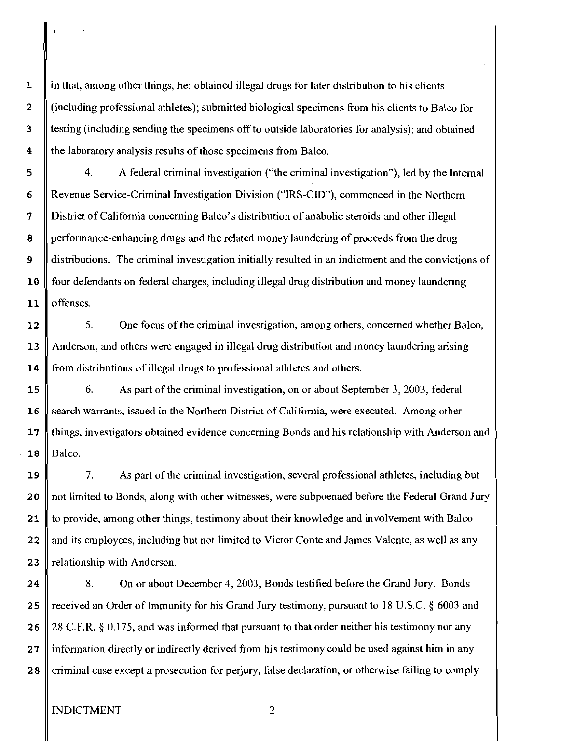in that, among other things, he: obtained illegal drugs for later distribution to his clients (including professional athletes); submitted biological specimens from his clients to Balco for testing (including sending the specimens off to outside laboratories for analysis); and obtained the laboratory analysis results of those specimens from Balco.

4. A federal criminal investigation ("the criminal investigation"), led by the Internal Revenue Service-Criminal Investigation Division ("IRS-CID"), commenced in the Northern District of California concerning Balco's distribution of anabolic steroids and other illegal performance-enhancing drugs and the related money laundering of proceeds from the drug distributions. The criminal investigation initially resulted in an indictment and the convictions of four defendants on federal charges, including illegal drug distribution and money laundering offenses.

5. One focus of the criminal investigation, among others, concerned whether Balco, Anderson, and others were engaged in illegal drug distribution and money laundering arising from distributions of illegal drugs to professional athletes and others.

6. As part of the criminal investigation, on or about September 3, 2003, federal search warrants, issued in the Northern District of California, were executed. Among other things, investigators obtained evidence concerning Bonds and his relationship with Anderson and Balco.

7. As part of the criminal investigation, several professional athletes, including but not limited to Bonds, along with other witnesses, were subpoenaed before the Federal Grand Jury to provide, among other things, testimony about their knowledge and involvement with Balco and its employees, including but not limited to Victor Conte and James Valente, as well as any relationship with Anderson.

8. On or about December 4, 2003, Bonds testified before the Grand Jury. Bonds received an Order of Immunity for his Grand Jury testimony, pursuant to 18 U.S.C. § 6003 and 28 C.F.R. § 0.175, and was informed that pursuant to that order neither his testimony nor any information directly or indirectly derived from his testimony could be used against him in any criminal case except a prosecution for perjury, false declaration, or otherwise failing to comply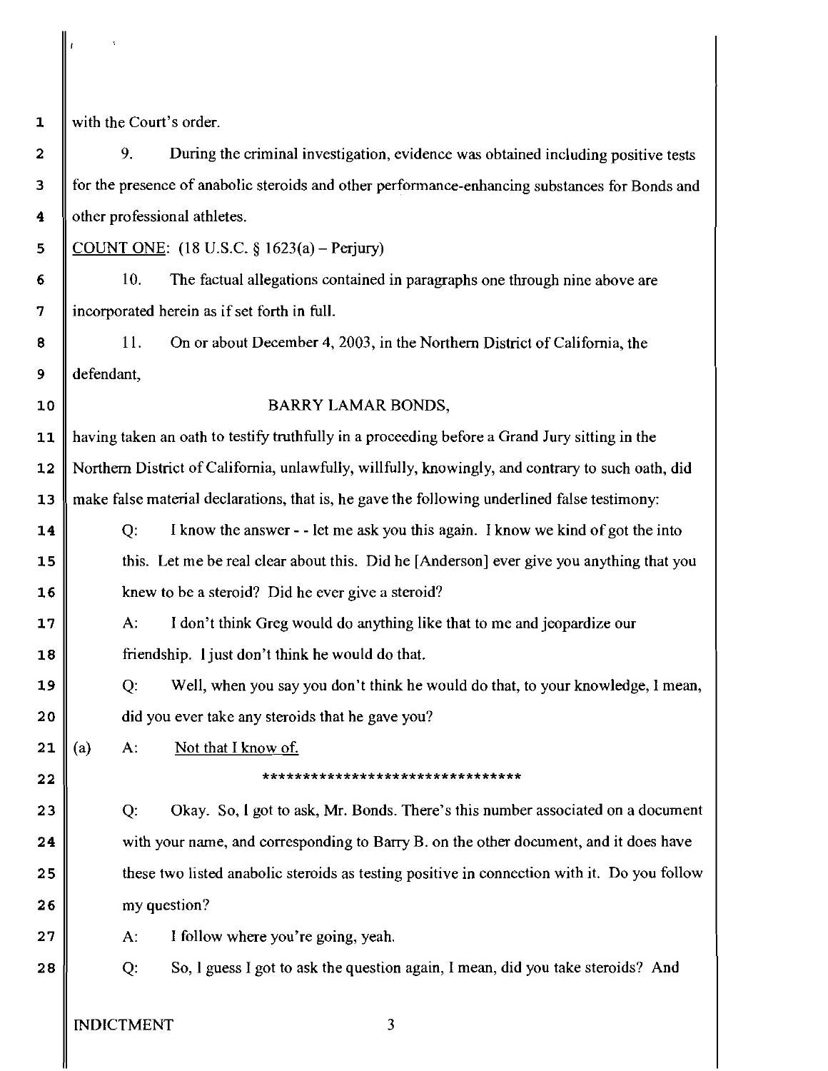with the Court's order.

9. During the criminal investigation, evidence was obtained including positive tests for the presence of anabolic steroids and other performance-enhancing substances for Bonds and other professional athletes.

COUNT ONE: (18 U.S.C. § 1623(a) – Perjury)

10. The factual allegations contained in paragraphs one through nine above are incorporated herein as if set forth in full.

11. On or about December 4, 2003, in the Northern District of California, the defendant,

BARRY LAMAR BONDS,

having taken an oath to testify truthfully in a proceeding before a Grand Jury sitting in the Northern District of California, unlawfully, willfully, knowingly, and contrary to such oath, did make false material declarations, that is, he gave the following underlined false testimony:

> Q: I know the answer - - let me ask you this again. I know we kind of got the into this. Let me be real clear about this. Did he [Anderson] ever give you anything that you knew to be a steroid? Did he ever give a steroid?
>
> A: I don't think Greg would do anything like that to me and jeopardize our friendship. I just don't think he would do that.
>
> Q: Well, when you say you don't think he would do that, to your knowledge, I mean, did you ever take any steroids that he gave you?
>
> (a) A: <u>Not that I know of.</u>

********************************

> Q: Okay. So, I got to ask, Mr. Bonds. There's this number associated on a document with your name, and corresponding to Barry B. on the other document, and it does have these two listed anabolic steroids as testing positive in connection with it. Do you follow my question?
>
> A: I follow where you're going, yeah.
>
> Q: So, I guess I got to ask the question again, I mean, did you take steroids? And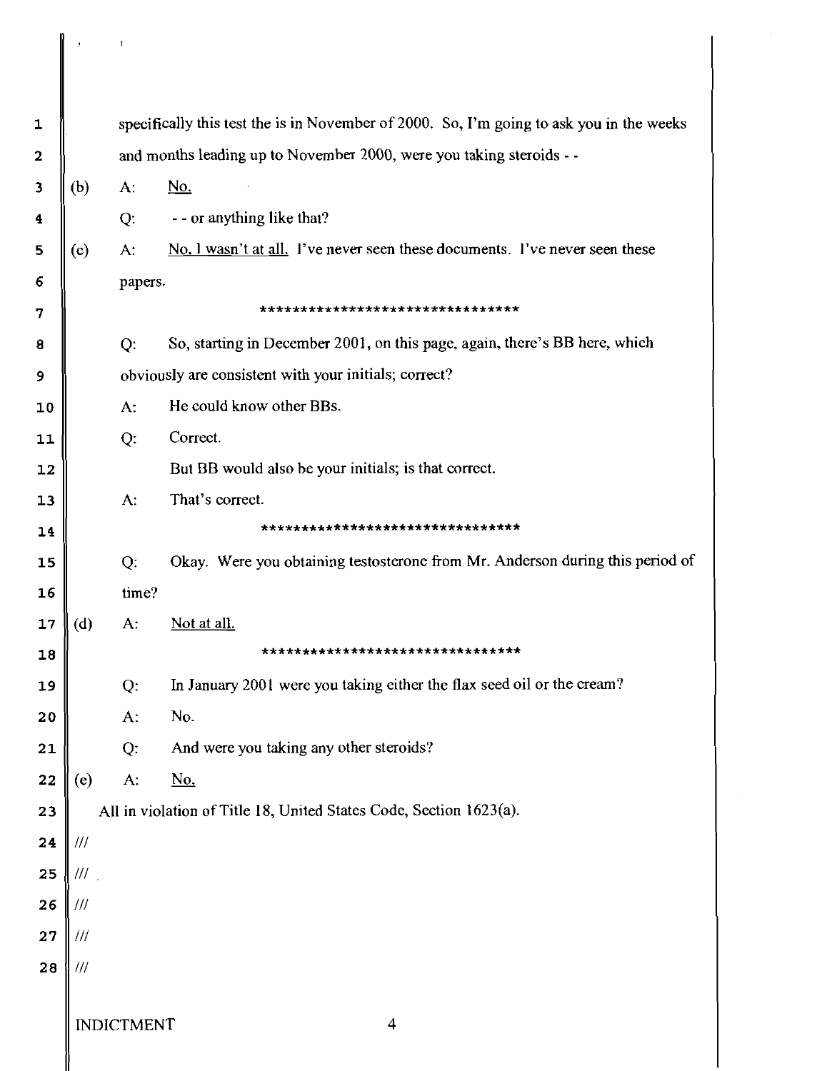specifically this test the is in November of 2000. So, I'm going to ask you in the weeks and months leading up to November 2000, were you taking steroids - -

(b) A: No.

Q: - - or anything like that?

(c) A: No. I wasn't at all. I've never seen these documents. I've never seen these papers.

********************************

Q: So, starting in December 2001, on this page, again, there's BB here, which obviously are consistent with your initials; correct?

A: He could know other BBs.

Q: Correct.

But BB would also be your initials; is that correct.

A: That's correct.

********************************

Q: Okay. Were you obtaining testosterone from Mr. Anderson during this period of time?

(d) A: Not at all.

********************************

Q: In January 2001 were you taking either the flax seed oil or the cream?

A: No.

Q: And were you taking any other steroids?

(e) A: No.

All in violation of Title 18, United States Code, Section 1623(a).

///

///

///

///

///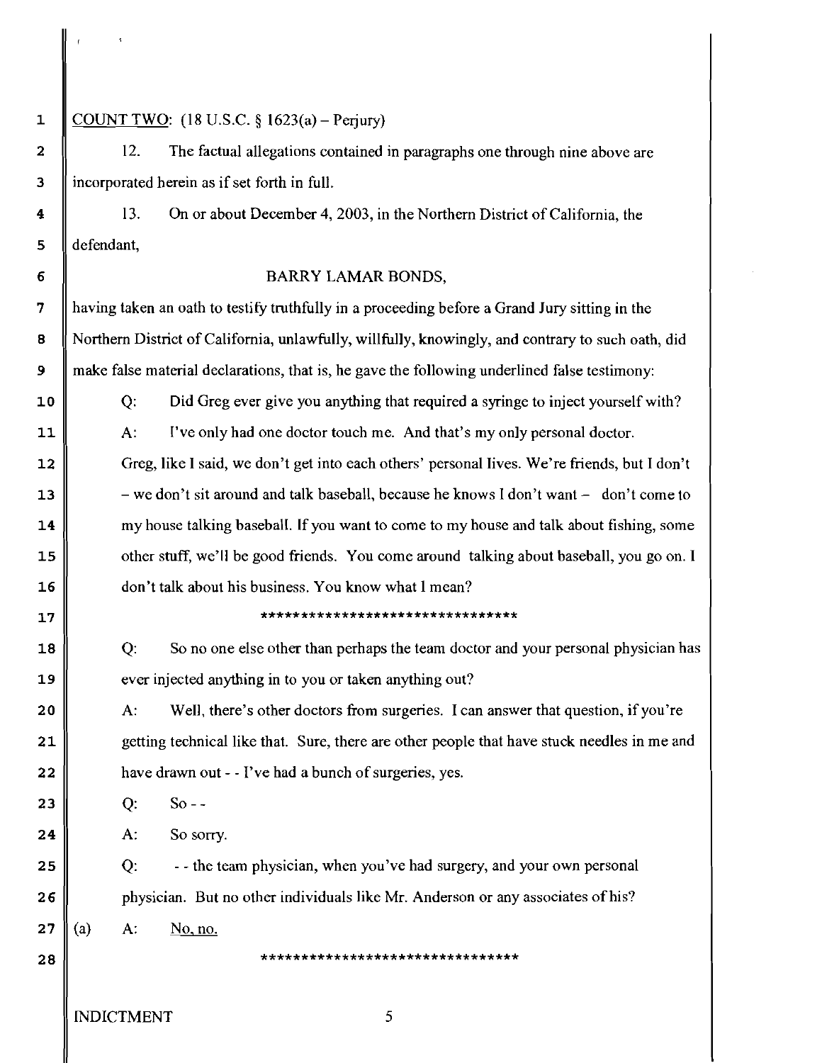COUNT TWO: (18 U.S.C. § 1623(a) – Perjury)

12. The factual allegations contained in paragraphs one through nine above are incorporated herein as if set forth in full.

13. On or about December 4, 2003, in the Northern District of California, the defendant,

BARRY LAMAR BONDS,

having taken an oath to testify truthfully in a proceeding before a Grand Jury sitting in the Northern District of California, unlawfully, willfully, knowingly, and contrary to such oath, did make false material declarations, that is, he gave the following underlined false testimony:

Q: Did Greg ever give you anything that required a syringe to inject yourself with?

A: I've only had one doctor touch me. And that's my only personal doctor. Greg, like I said, we don't get into each others' personal lives. We're friends, but I don't – we don't sit around and talk baseball, because he knows I don't want – don't come to my house talking baseball. If you want to come to my house and talk about fishing, some other stuff, we'll be good friends. You come around talking about baseball, you go on. I don't talk about his business. You know what I mean?

********************************

Q: So no one else other than perhaps the team doctor and your personal physician has ever injected anything in to you or taken anything out?

A: Well, there's other doctors from surgeries. I can answer that question, if you're getting technical like that. Sure, there are other people that have stuck needles in me and have drawn out - - I've had a bunch of surgeries, yes.

Q: So - -

A: So sorry.

Q: - - the team physician, when you've had surgery, and your own personal physician. But no other individuals like Mr. Anderson or any associates of his?

(a) A: <u>No, no.</u>

********************************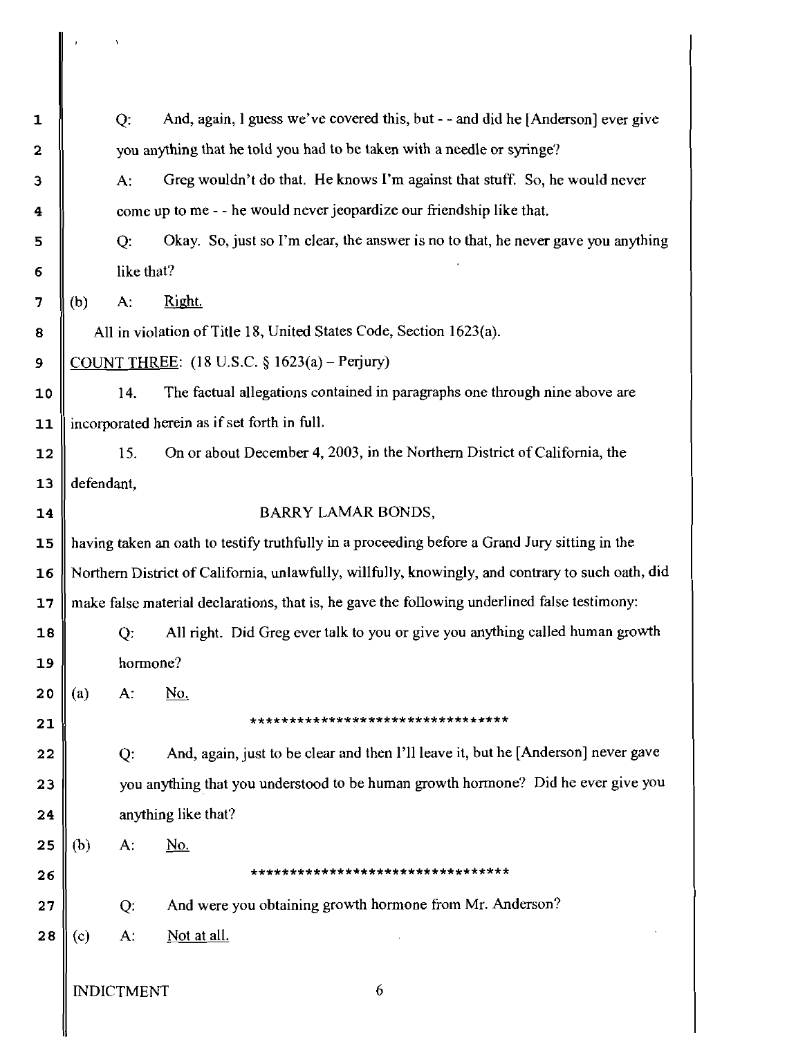Q: And, again, I guess we've covered this, but - - and did he [Anderson] ever give you anything that he told you had to be taken with a needle or syringe?

A: Greg wouldn't do that. He knows I'm against that stuff. So, he would never come up to me - - he would never jeopardize our friendship like that.

Q: Okay. So, just so I'm clear, the answer is no to that, he never gave you anything like that?

(b) A: <u>Right.</u>

All in violation of Title 18, United States Code, Section 1623(a).

<u>COUNT THREE</u>: (18 U.S.C. § 1623(a) – Perjury)

14. The factual allegations contained in paragraphs one through nine above are incorporated herein as if set forth in full.

15. On or about December 4, 2003, in the Northern District of California, the defendant,

BARRY LAMAR BONDS,

having taken an oath to testify truthfully in a proceeding before a Grand Jury sitting in the Northern District of California, unlawfully, willfully, knowingly, and contrary to such oath, did make false material declarations, that is, he gave the following underlined false testimony:

Q: All right. Did Greg ever talk to you or give you anything called human growth hormone?

(a) A: <u>No.</u>

*********************************

Q: And, again, just to be clear and then I'll leave it, but he [Anderson] never gave you anything that you understood to be human growth hormone? Did he ever give you anything like that?

(b) A: <u>No.</u>

*********************************

Q: And were you obtaining growth hormone from Mr. Anderson?

(c) A: <u>Not at all.</u>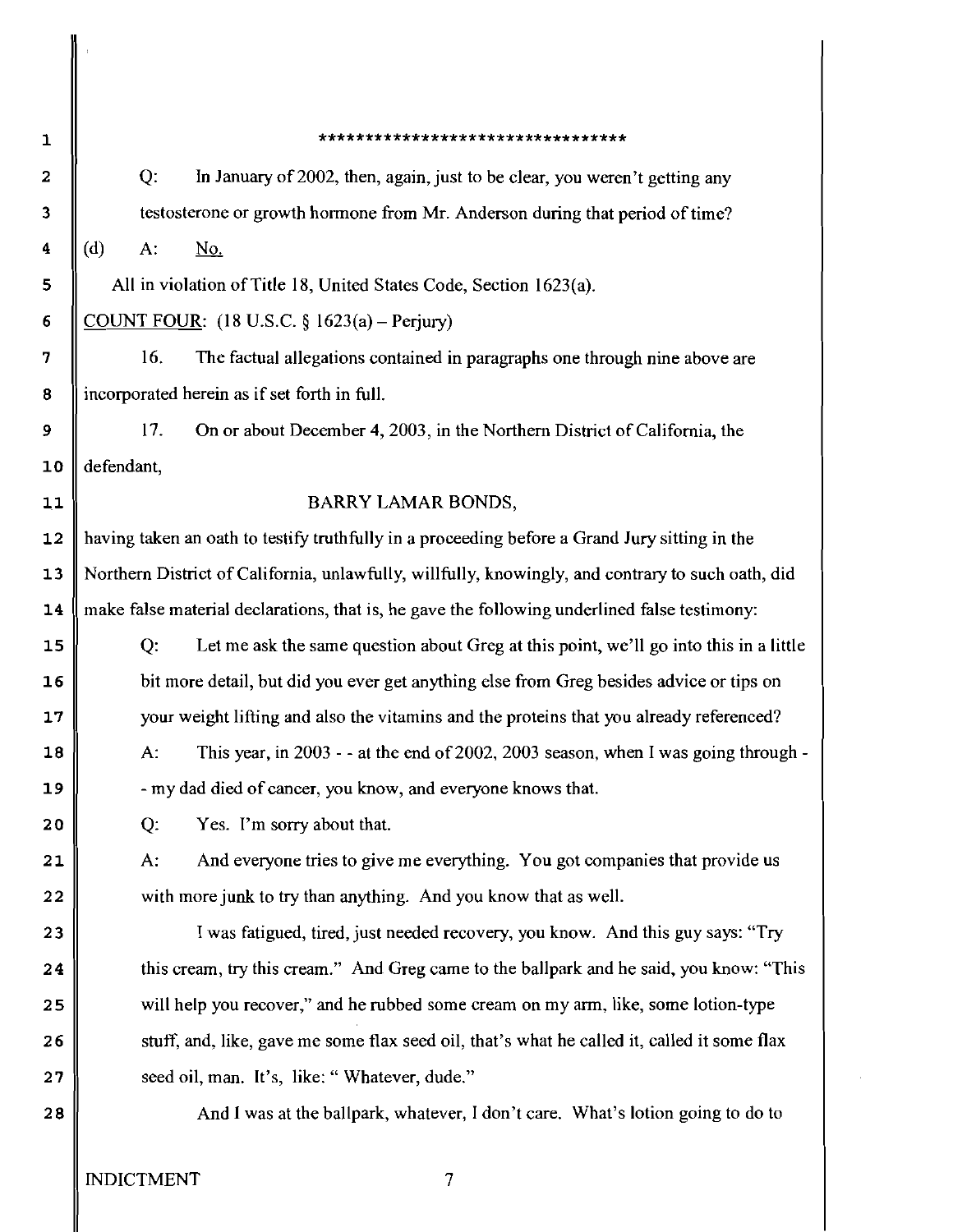********************************

Q: In January of 2002, then, again, just to be clear, you weren't getting any testosterone or growth hormone from Mr. Anderson during that period of time?

(d) A: <u>No.</u>

All in violation of Title 18, United States Code, Section 1623(a).

<u>COUNT FOUR</u>: (18 U.S.C. § 1623(a) – Perjury)

16. The factual allegations contained in paragraphs one through nine above are incorporated herein as if set forth in full.

17. On or about December 4, 2003, in the Northern District of California, the defendant,

BARRY LAMAR BONDS,

having taken an oath to testify truthfully in a proceeding before a Grand Jury sitting in the Northern District of California, unlawfully, willfully, knowingly, and contrary to such oath, did make false material declarations, that is, he gave the following underlined false testimony:

Q: Let me ask the same question about Greg at this point, we'll go into this in a little bit more detail, but did you ever get anything else from Greg besides advice or tips on your weight lifting and also the vitamins and the proteins that you already referenced?

A: This year, in 2003 - - at the end of 2002, 2003 season, when I was going through - - my dad died of cancer, you know, and everyone knows that.

Q: Yes. I'm sorry about that.

A: And everyone tries to give me everything. You got companies that provide us with more junk to try than anything. And you know that as well.

I was fatigued, tired, just needed recovery, you know. And this guy says: "Try this cream, try this cream." And Greg came to the ballpark and he said, you know: "This will help you recover," and he rubbed some cream on my arm, like, some lotion-type stuff, and, like, gave me some flax seed oil, that's what he called it, called it some flax seed oil, man. It's, like: " Whatever, dude."

And I was at the ballpark, whatever, I don't care. What's lotion going to do to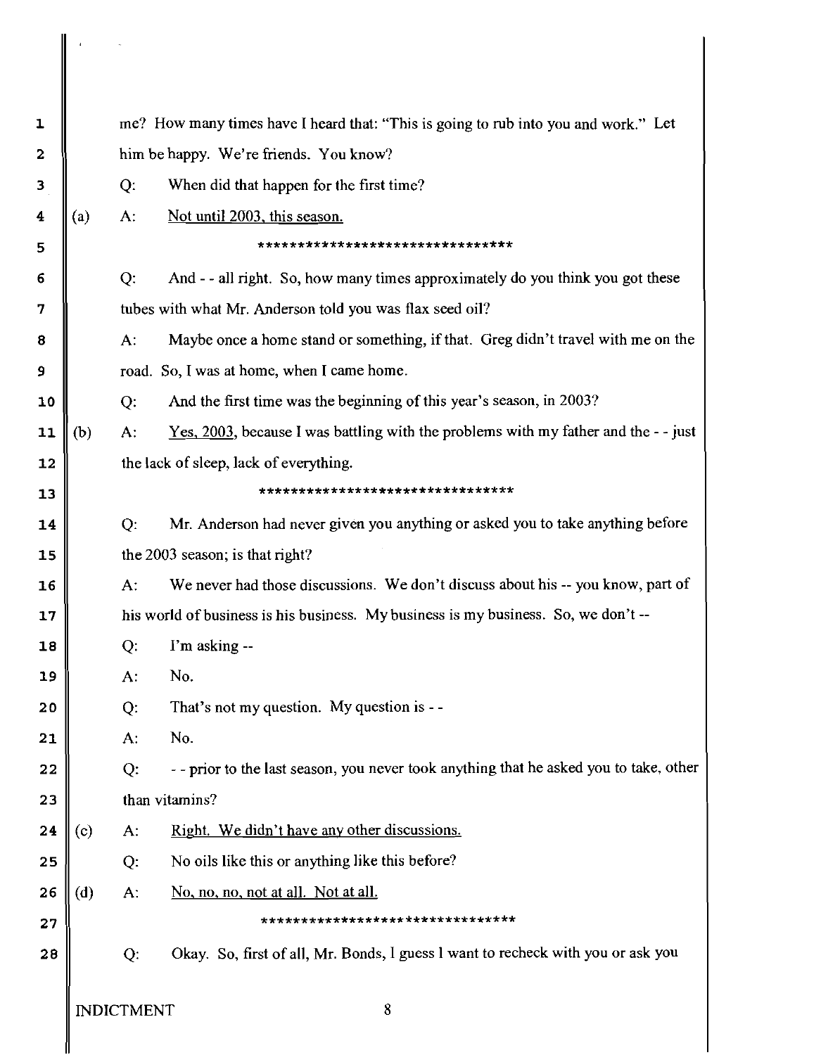me? How many times have I heard that: "This is going to rub into you and work." Let him be happy. We're friends. You know?

Q: When did that happen for the first time?

(a) A: <u>Not until 2003, this season.</u>

********************************

Q: And - - all right. So, how many times approximately do you think you got these tubes with what Mr. Anderson told you was flax seed oil?

A: Maybe once a home stand or something, if that. Greg didn't travel with me on the road. So, I was at home, when I came home.

Q: And the first time was the beginning of this year's season, in 2003?

(b) A: <u>Yes, 2003</u>, because I was battling with the problems with my father and the - - just the lack of sleep, lack of everything.

********************************

Q: Mr. Anderson had never given you anything or asked you to take anything before the 2003 season; is that right?

A: We never had those discussions. We don't discuss about his -- you know, part of his world of business is his business. My business is my business. So, we don't --

Q: I'm asking --

A: No.

Q: That's not my question. My question is - -

A: No.

Q: - - prior to the last season, you never took anything that he asked you to take, other than vitamins?

(c) A: <u>Right. We didn't have any other discussions.</u>

Q: No oils like this or anything like this before?

(d) A: <u>No, no, no, not at all. Not at all.</u>

********************************

Q: Okay. So, first of all, Mr. Bonds, I guess I want to recheck with you or ask you

INDICTMENT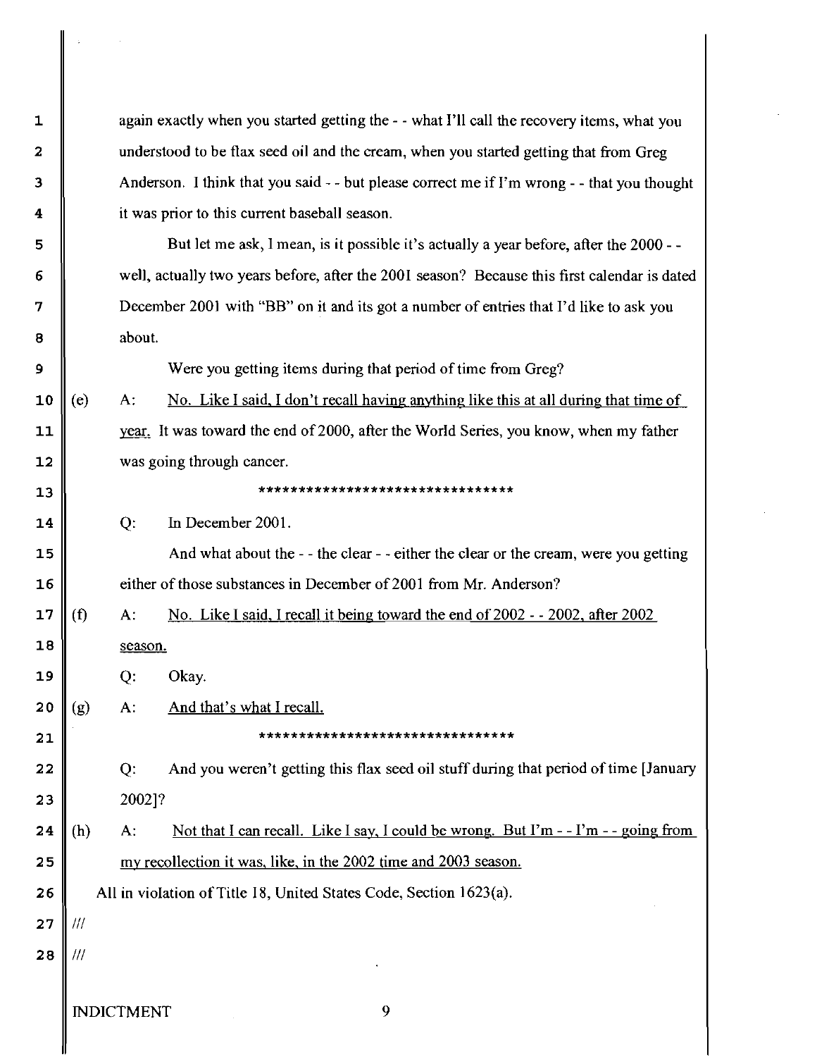again exactly when you started getting the - - what I'll call the recovery items, what you understood to be flax seed oil and the cream, when you started getting that from Greg Anderson. I think that you said - - but please correct me if I'm wrong - - that you thought it was prior to this current baseball season.

But let me ask, I mean, is it possible it's actually a year before, after the 2000 - - well, actually two years before, after the 2001 season? Because this first calendar is dated December 2001 with "BB" on it and its got a number of entries that I'd like to ask you about.

Were you getting items during that period of time from Greg?

(e) A: <u>No. Like I said, I don't recall having anything like this at all during that time of year.</u> It was toward the end of 2000, after the World Series, you know, when my father was going through cancer.

********************************

Q: In December 2001.

And what about the - - the clear - - either the clear or the cream, were you getting either of those substances in December of 2001 from Mr. Anderson?

(f) A: <u>No. Like I said, I recall it being toward the end of 2002 - - 2002, after 2002 season.</u>

Q: Okay.

(g) A: <u>And that's what I recall.</u>

********************************

Q: And you weren't getting this flax seed oil stuff during that period of time [January 2002]?

(h) A: <u>Not that I can recall. Like I say, I could be wrong. But I'm - - I'm - - going from my recollection it was, like, in the 2002 time and 2003 season.</u>

All in violation of Title 18, United States Code, Section 1623(a).

///

///

INDICTMENT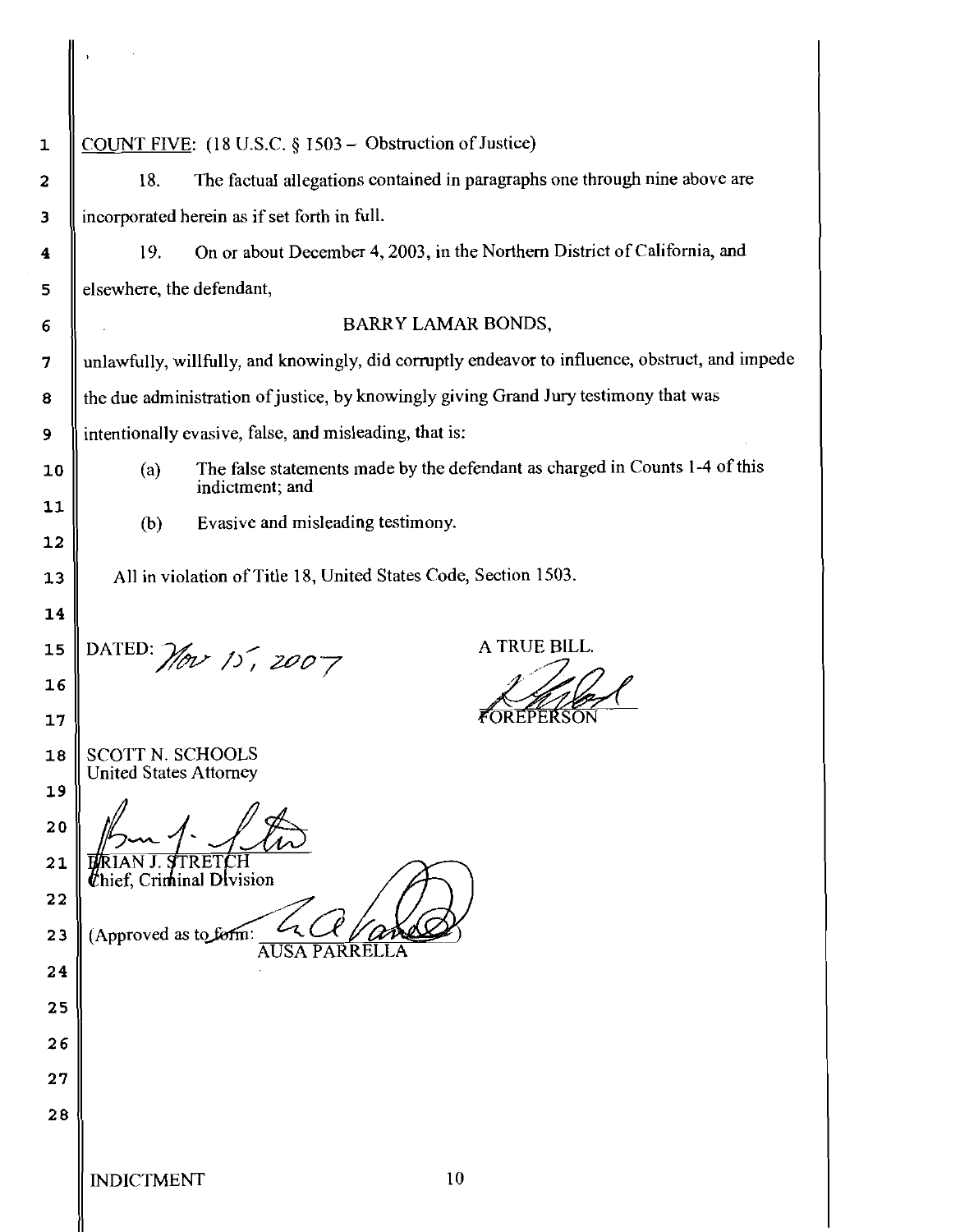COUNT FIVE: (18 U.S.C. § 1503 – Obstruction of Justice)

18. The factual allegations contained in paragraphs one through nine above are incorporated herein as if set forth in full.

19. On or about December 4, 2003, in the Northern District of California, and elsewhere, the defendant,

BARRY LAMAR BONDS,

unlawfully, willfully, and knowingly, did corruptly endeavor to influence, obstruct, and impede the due administration of justice, by knowingly giving Grand Jury testimony that was intentionally evasive, false, and misleading, that is:

(a) The false statements made by the defendant as charged in Counts 1-4 of this indictment; and

(b) Evasive and misleading testimony.

All in violation of Title 18, United States Code, Section 1503.

DATED: Nov 15, 2007

A TRUE BILL.

FOREPERSON

SCOTT N. SCHOOLS
United States Attorney

BRIAN J. STRETCH
Chief, Criminal Division

(Approved as to form: AUSA PARRELLA)

INDICTMENT